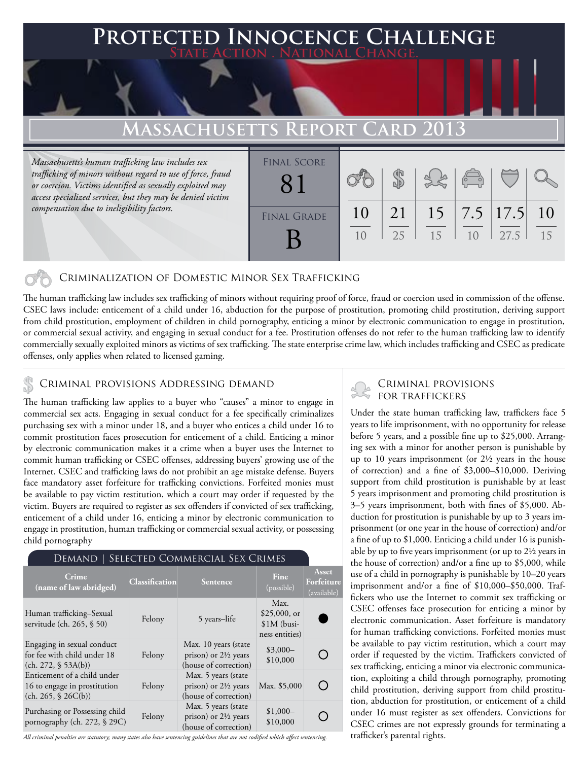# Protected Innocence Challenge

State Action . National Change.

## Massachusetts Report Card 2013

*Massachusetts's human trafficking law includes sex trafficking of minors without regard to use of force, fraud or coercion. Victims identified as sexually exploited may access specialized services, but they may be denied victim compensation due to ineligibility factors.*

Final Score: 81

Final Grade: B

| Criminalization of Domestic Minor Sex Trafficking | Criminal Provisions Addressing Demand | Criminal Provisions for Traffickers | Criminal Provisions for Facilitators | Protective Provisions for the Child Victims | Criminal Justice Tools for Investigation and Prosecutions |
|---|---|---|---|---|---|
| 10 / 10 | 21 / 25 | 15 / 15 | 7.5 / 10 | 17.5 / 27.5 | 10 / 15 |

### Criminalization of Domestic Minor Sex Trafficking

The human trafficking law includes sex trafficking of minors without requiring proof of force, fraud or coercion used in commission of the offense. CSEC laws include: enticement of a child under 16, abduction for the purpose of prostitution, promoting child prostitution, deriving support from child prostitution, employment of children in child pornography, enticing a minor by electronic communication to engage in prostitution, or commercial sexual activity, and engaging in sexual conduct for a fee. Prostitution offenses do not refer to the human trafficking law to identify commercially sexually exploited minors as victims of sex trafficking. The state enterprise crime law, which includes trafficking and CSEC as predicate offenses, only applies when related to licensed gaming.

### Criminal provisions Addressing demand

The human trafficking law applies to a buyer who "causes" a minor to engage in commercial sex acts. Engaging in sexual conduct for a fee specifically criminalizes purchasing sex with a minor under 18, and a buyer who entices a child under 16 to commit prostitution faces prosecution for enticement of a child. Enticing a minor by electronic communication makes it a crime when a buyer uses the Internet to commit human trafficking or CSEC offenses, addressing buyers' growing use of the Internet. CSEC and trafficking laws do not prohibit an age mistake defense. Buyers face mandatory asset forfeiture for trafficking convictions. Forfeited monies must be available to pay victim restitution, which a court may order if requested by the victim. Buyers are required to register as sex offenders if convicted of sex trafficking, enticement of a child under 16, enticing a minor by electronic communication to engage in prostitution, human trafficking or commercial sexual activity, or possessing child pornography

**Demand | Selected Commercial Sex Crimes**

| Crime (name of law abridged) | Classification | Sentence | Fine (possible) | Asset Forfeiture (available) |
|---|---|---|---|---|
| Human trafficking–Sexual servitude (ch. 265, § 50) | Felony | 5 years–life | Max. $25,000, or $1M (business entities) | ● |
| Engaging in sexual conduct for fee with child under 18 (ch. 272, § 53A(b)) | Felony | Max. 10 years (state prison) or 2½ years (house of correction) | $3,000–$10,000 | ○ |
| Enticement of a child under 16 to engage in prostitution (ch. 265, § 26C(b)) | Felony | Max. 5 years (state prison) or 2½ years (house of correction) | Max. $5,000 | ○ |
| Purchasing or Possessing child pornography (ch. 272, § 29C) | Felony | Max. 5 years (state prison) or 2½ years (house of correction) | $1,000–$10,000 | ○ |

*All criminal penalties are statutory; many states also have sentencing guidelines that are not codified which affect sentencing.*

### Criminal provisions for traffickers

Under the state human trafficking law, traffickers face 5 years to life imprisonment, with no opportunity for release before 5 years, and a possible fine up to $25,000. Arranging sex with a minor for another person is punishable by up to 10 years imprisonment (or 2½ years in the house of correction) and a fine of $3,000–$10,000. Deriving support from child prostitution is punishable by at least 5 years imprisonment and promoting child prostitution is 3–5 years imprisonment, both with fines of $5,000. Abduction for prostitution is punishable by up to 3 years imprisonment (or one year in the house of correction) and/or a fine of up to $1,000. Enticing a child under 16 is punishable by up to five years imprisonment (or up to 2½ years in the house of correction) and/or a fine up to $5,000, while use of a child in pornography is punishable by 10–20 years imprisonment and/or a fine of $10,000–$50,000. Traffickers who use the Internet to commit sex trafficking or CSEC offenses face prosecution for enticing a minor by electronic communication. Asset forfeiture is mandatory for human trafficking convictions. Forfeited monies must be available to pay victim restitution, which a court may order if requested by the victim. Traffickers convicted of sex trafficking, enticing a minor via electronic communication, exploiting a child through pornography, promoting child prostitution, deriving support from child prostitution, abduction for prostitution, or enticement of a child under 16 must register as sex offenders. Convictions for CSEC crimes are not expressly grounds for terminating a trafficker's parental rights.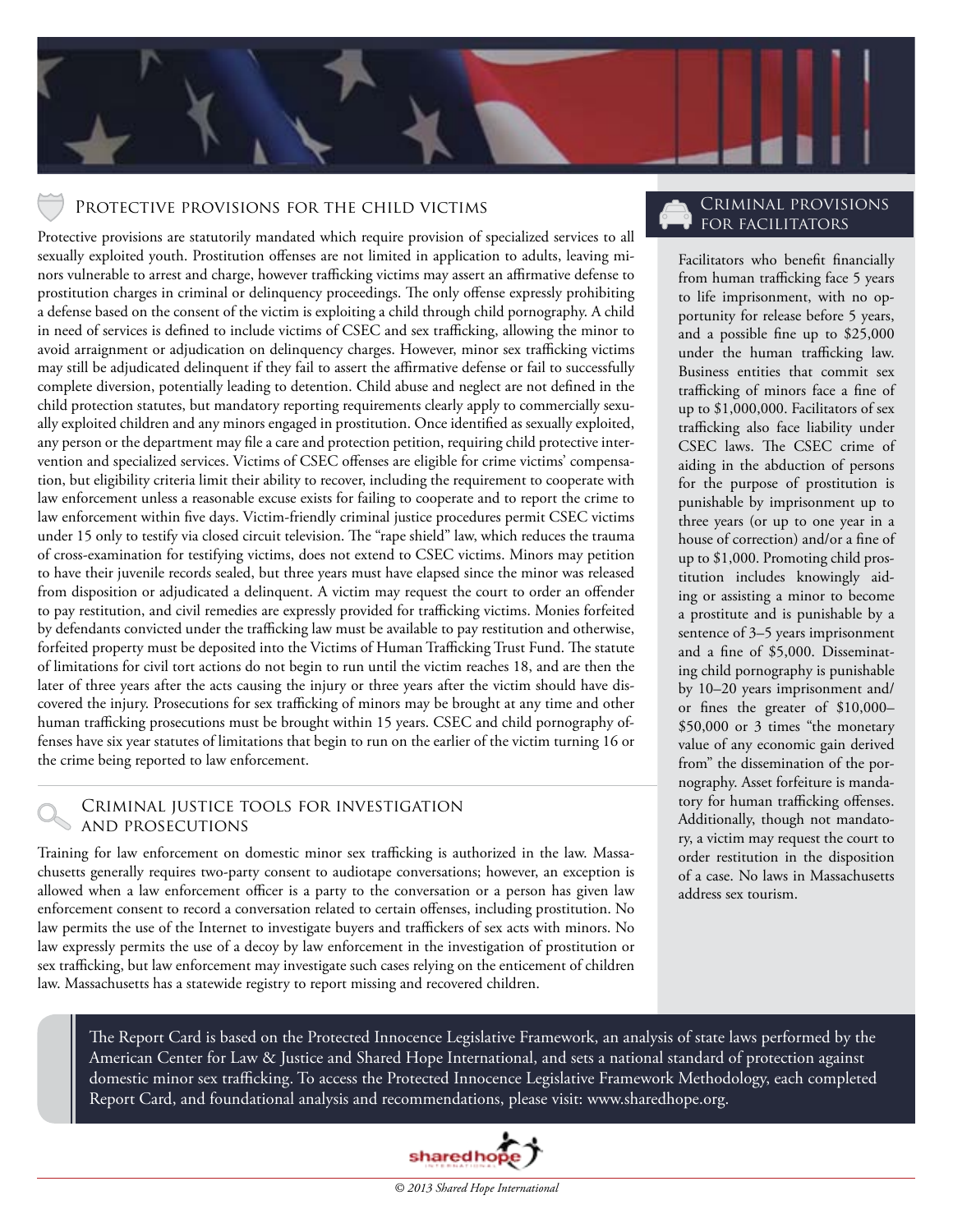## Protective provisions for the child victims

Protective provisions are statutorily mandated which require provision of specialized services to all sexually exploited youth. Prostitution offenses are not limited in application to adults, leaving minors vulnerable to arrest and charge, however trafficking victims may assert an affirmative defense to prostitution charges in criminal or delinquency proceedings. The only offense expressly prohibiting a defense based on the consent of the victim is exploiting a child through child pornography. A child in need of services is defined to include victims of CSEC and sex trafficking, allowing the minor to avoid arraignment or adjudication on delinquency charges. However, minor sex trafficking victims may still be adjudicated delinquent if they fail to assert the affirmative defense or fail to successfully complete diversion, potentially leading to detention. Child abuse and neglect are not defined in the child protection statutes, but mandatory reporting requirements clearly apply to commercially sexually exploited children and any minors engaged in prostitution. Once identified as sexually exploited, any person or the department may file a care and protection petition, requiring child protective intervention and specialized services. Victims of CSEC offenses are eligible for crime victims' compensation, but eligibility criteria limit their ability to recover, including the requirement to cooperate with law enforcement unless a reasonable excuse exists for failing to cooperate and to report the crime to law enforcement within five days. Victim-friendly criminal justice procedures permit CSEC victims under 15 only to testify via closed circuit television. The "rape shield" law, which reduces the trauma of cross-examination for testifying victims, does not extend to CSEC victims. Minors may petition to have their juvenile records sealed, but three years must have elapsed since the minor was released from disposition or adjudicated a delinquent. A victim may request the court to order an offender to pay restitution, and civil remedies are expressly provided for trafficking victims. Monies forfeited by defendants convicted under the trafficking law must be available to pay restitution and otherwise, forfeited property must be deposited into the Victims of Human Trafficking Trust Fund. The statute of limitations for civil tort actions do not begin to run until the victim reaches 18, and are then the later of three years after the acts causing the injury or three years after the victim should have discovered the injury. Prosecutions for sex trafficking of minors may be brought at any time and other human trafficking prosecutions must be brought within 15 years. CSEC and child pornography offenses have six year statutes of limitations that begin to run on the earlier of the victim turning 16 or the crime being reported to law enforcement.

## Criminal justice tools for investigation and prosecutions

Training for law enforcement on domestic minor sex trafficking is authorized in the law. Massachusetts generally requires two-party consent to audiotape conversations; however, an exception is allowed when a law enforcement officer is a party to the conversation or a person has given law enforcement consent to record a conversation related to certain offenses, including prostitution. No law permits the use of the Internet to investigate buyers and traffickers of sex acts with minors. No law expressly permits the use of a decoy by law enforcement in the investigation of prostitution or sex trafficking, but law enforcement may investigate such cases relying on the enticement of children law. Massachusetts has a statewide registry to report missing and recovered children.

## Criminal provisions for facilitators

Facilitators who benefit financially from human trafficking face 5 years to life imprisonment, with no opportunity for release before 5 years, and a possible fine up to $25,000 under the human trafficking law. Business entities that commit sex trafficking of minors face a fine of up to $1,000,000. Facilitators of sex trafficking also face liability under CSEC laws. The CSEC crime of aiding in the abduction of persons for the purpose of prostitution is punishable by imprisonment up to three years (or up to one year in a house of correction) and/or a fine of up to $1,000. Promoting child prostitution includes knowingly aiding or assisting a minor to become a prostitute and is punishable by a sentence of 3–5 years imprisonment and a fine of $5,000. Disseminating child pornography is punishable by 10–20 years imprisonment and/or fines the greater of $10,000–$50,000 or 3 times "the monetary value of any economic gain derived from" the dissemination of the pornography. Asset forfeiture is mandatory for human trafficking offenses. Additionally, though not mandatory, a victim may request the court to order restitution in the disposition of a case. No laws in Massachusetts address sex tourism.

The Report Card is based on the Protected Innocence Legislative Framework, an analysis of state laws performed by the American Center for Law & Justice and Shared Hope International, and sets a national standard of protection against domestic minor sex trafficking. To access the Protected Innocence Legislative Framework Methodology, each completed Report Card, and foundational analysis and recommendations, please visit: www.sharedhope.org.

*© 2013 Shared Hope International*